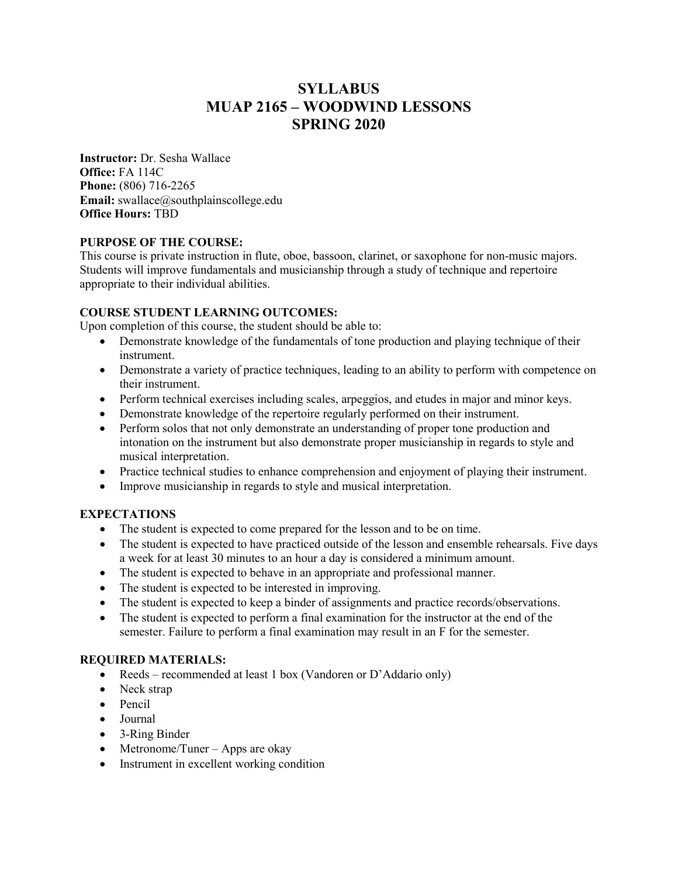# SYLLABUS
# MUAP 2165 – WOODWIND LESSONS
# SPRING 2020

**Instructor:** Dr. Sesha Wallace
**Office:** FA 114C
**Phone:** (806) 716-2265
**Email:** swallace@southplainscollege.edu
**Office Hours:** TBD

## PURPOSE OF THE COURSE:

This course is private instruction in flute, oboe, bassoon, clarinet, or saxophone for non-music majors. Students will improve fundamentals and musicianship through a study of technique and repertoire appropriate to their individual abilities.

## COURSE STUDENT LEARNING OUTCOMES:

Upon completion of this course, the student should be able to:

- Demonstrate knowledge of the fundamentals of tone production and playing technique of their instrument.
- Demonstrate a variety of practice techniques, leading to an ability to perform with competence on their instrument.
- Perform technical exercises including scales, arpeggios, and etudes in major and minor keys.
- Demonstrate knowledge of the repertoire regularly performed on their instrument.
- Perform solos that not only demonstrate an understanding of proper tone production and intonation on the instrument but also demonstrate proper musicianship in regards to style and musical interpretation.
- Practice technical studies to enhance comprehension and enjoyment of playing their instrument.
- Improve musicianship in regards to style and musical interpretation.

## EXPECTATIONS

- The student is expected to come prepared for the lesson and to be on time.
- The student is expected to have practiced outside of the lesson and ensemble rehearsals. Five days a week for at least 30 minutes to an hour a day is considered a minimum amount.
- The student is expected to behave in an appropriate and professional manner.
- The student is expected to be interested in improving.
- The student is expected to keep a binder of assignments and practice records/observations.
- The student is expected to perform a final examination for the instructor at the end of the semester. Failure to perform a final examination may result in an F for the semester.

## REQUIRED MATERIALS:

- Reeds – recommended at least 1 box (Vandoren or D'Addario only)
- Neck strap
- Pencil
- Journal
- 3-Ring Binder
- Metronome/Tuner – Apps are okay
- Instrument in excellent working condition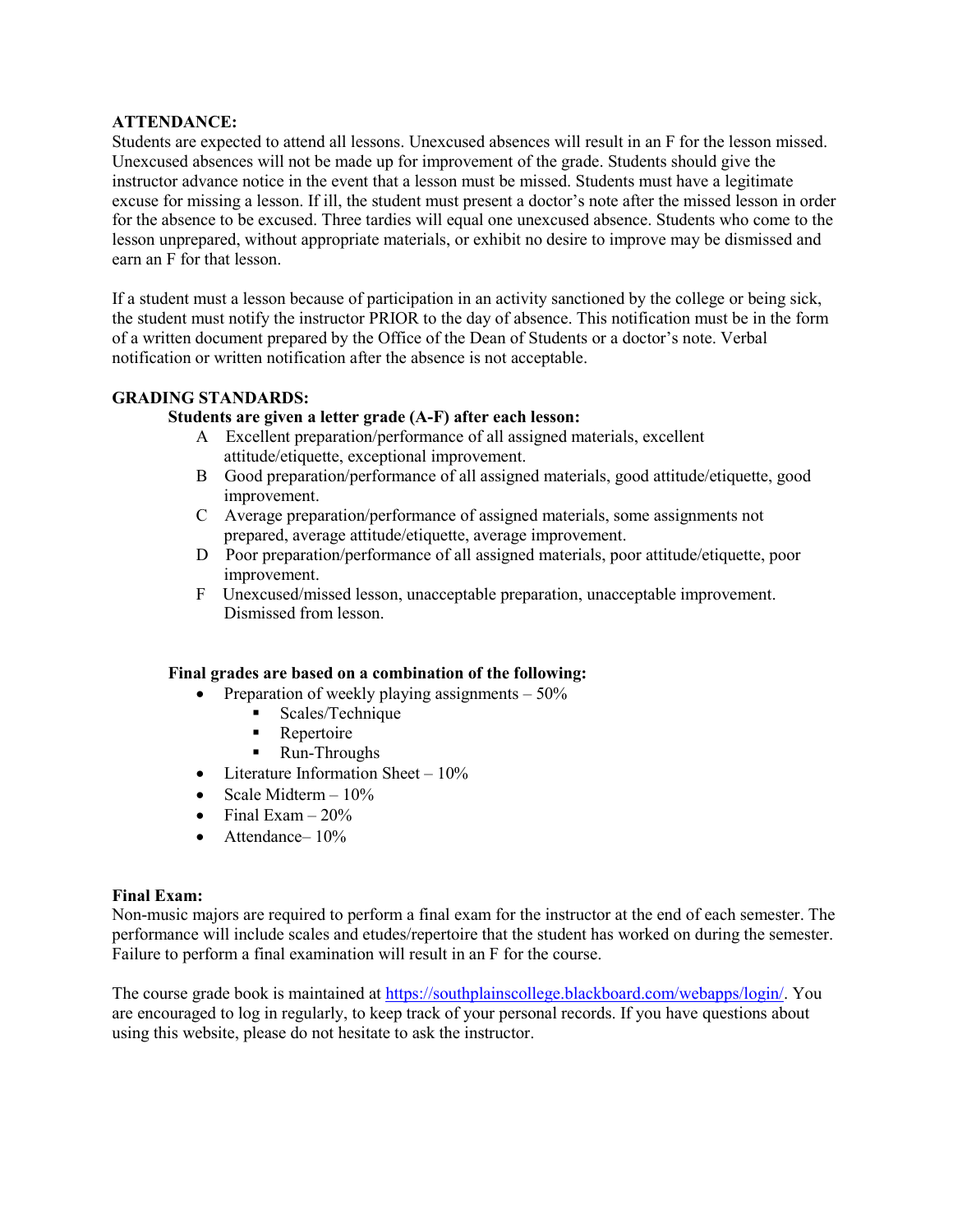**ATTENDANCE:**
Students are expected to attend all lessons. Unexcused absences will result in an F for the lesson missed. Unexcused absences will not be made up for improvement of the grade. Students should give the instructor advance notice in the event that a lesson must be missed. Students must have a legitimate excuse for missing a lesson. If ill, the student must present a doctor's note after the missed lesson in order for the absence to be excused. Three tardies will equal one unexcused absence. Students who come to the lesson unprepared, without appropriate materials, or exhibit no desire to improve may be dismissed and earn an F for that lesson.

If a student must a lesson because of participation in an activity sanctioned by the college or being sick, the student must notify the instructor PRIOR to the day of absence. This notification must be in the form of a written document prepared by the Office of the Dean of Students or a doctor's note. Verbal notification or written notification after the absence is not acceptable.

**GRADING STANDARDS:**

**Students are given a letter grade (A-F) after each lesson:**

- A Excellent preparation/performance of all assigned materials, excellent attitude/etiquette, exceptional improvement.
- B Good preparation/performance of all assigned materials, good attitude/etiquette, good improvement.
- C Average preparation/performance of assigned materials, some assignments not prepared, average attitude/etiquette, average improvement.
- D Poor preparation/performance of all assigned materials, poor attitude/etiquette, poor improvement.
- F Unexcused/missed lesson, unacceptable preparation, unacceptable improvement. Dismissed from lesson.

**Final grades are based on a combination of the following:**

- Preparation of weekly playing assignments – 50%
    - Scales/Technique
    - Repertoire
    - Run-Throughs
- Literature Information Sheet – 10%
- Scale Midterm – 10%
- Final Exam – 20%
- Attendance– 10%

**Final Exam:**
Non-music majors are required to perform a final exam for the instructor at the end of each semester. The performance will include scales and etudes/repertoire that the student has worked on during the semester. Failure to perform a final examination will result in an F for the course.

The course grade book is maintained at https://southplainscollege.blackboard.com/webapps/login/. You are encouraged to log in regularly, to keep track of your personal records. If you have questions about using this website, please do not hesitate to ask the instructor.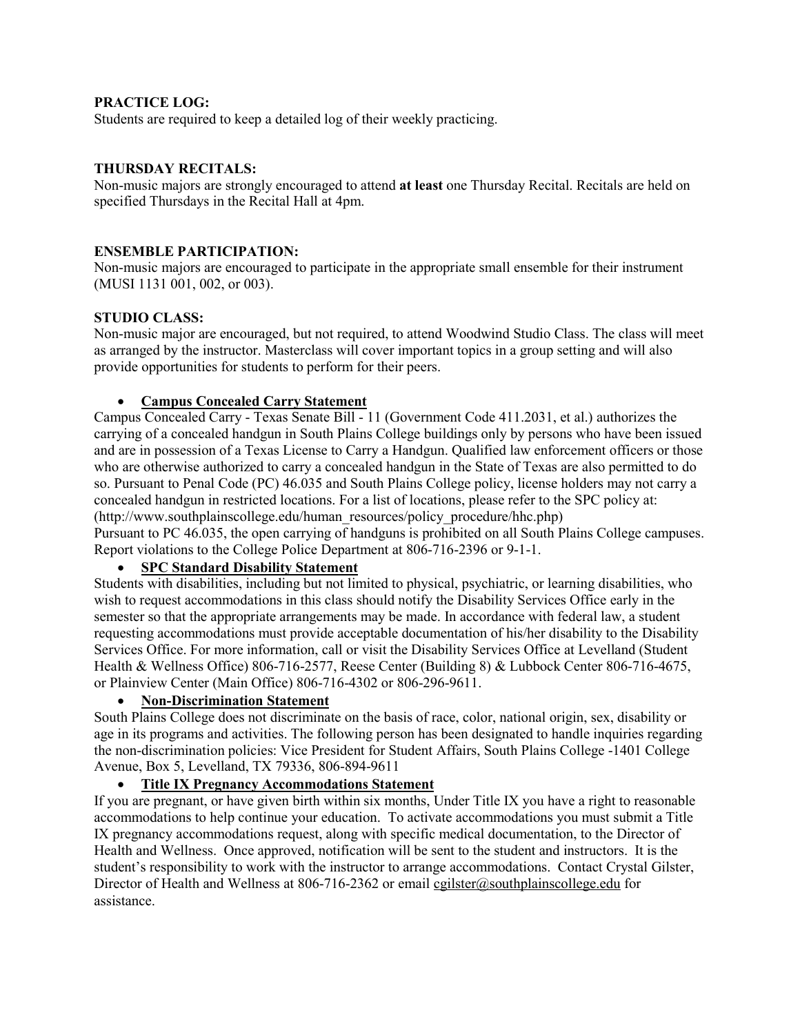**PRACTICE LOG:**
Students are required to keep a detailed log of their weekly practicing.

**THURSDAY RECITALS:**
Non-music majors are strongly encouraged to attend **at least** one Thursday Recital. Recitals are held on specified Thursdays in the Recital Hall at 4pm.

**ENSEMBLE PARTICIPATION:**
Non-music majors are encouraged to participate in the appropriate small ensemble for their instrument (MUSI 1131 001, 002, or 003).

**STUDIO CLASS:**
Non-music major are encouraged, but not required, to attend Woodwind Studio Class. The class will meet as arranged by the instructor. Masterclass will cover important topics in a group setting and will also provide opportunities for students to perform for their peers.

- **Campus Concealed Carry Statement**

Campus Concealed Carry - Texas Senate Bill - 11 (Government Code 411.2031, et al.) authorizes the carrying of a concealed handgun in South Plains College buildings only by persons who have been issued and are in possession of a Texas License to Carry a Handgun. Qualified law enforcement officers or those who are otherwise authorized to carry a concealed handgun in the State of Texas are also permitted to do so. Pursuant to Penal Code (PC) 46.035 and South Plains College policy, license holders may not carry a concealed handgun in restricted locations. For a list of locations, please refer to the SPC policy at: (http://www.southplainscollege.edu/human_resources/policy_procedure/hhc.php)
Pursuant to PC 46.035, the open carrying of handguns is prohibited on all South Plains College campuses. Report violations to the College Police Department at 806-716-2396 or 9-1-1.

- **SPC Standard Disability Statement**

Students with disabilities, including but not limited to physical, psychiatric, or learning disabilities, who wish to request accommodations in this class should notify the Disability Services Office early in the semester so that the appropriate arrangements may be made. In accordance with federal law, a student requesting accommodations must provide acceptable documentation of his/her disability to the Disability Services Office. For more information, call or visit the Disability Services Office at Levelland (Student Health & Wellness Office) 806-716-2577, Reese Center (Building 8) & Lubbock Center 806-716-4675, or Plainview Center (Main Office) 806-716-4302 or 806-296-9611.

- **Non-Discrimination Statement**

South Plains College does not discriminate on the basis of race, color, national origin, sex, disability or age in its programs and activities. The following person has been designated to handle inquiries regarding the non-discrimination policies: Vice President for Student Affairs, South Plains College -1401 College Avenue, Box 5, Levelland, TX 79336, 806-894-9611

- **Title IX Pregnancy Accommodations Statement**

If you are pregnant, or have given birth within six months, Under Title IX you have a right to reasonable accommodations to help continue your education. To activate accommodations you must submit a Title IX pregnancy accommodations request, along with specific medical documentation, to the Director of Health and Wellness. Once approved, notification will be sent to the student and instructors. It is the student's responsibility to work with the instructor to arrange accommodations. Contact Crystal Gilster, Director of Health and Wellness at 806-716-2362 or email cgilster@southplainscollege.edu for assistance.